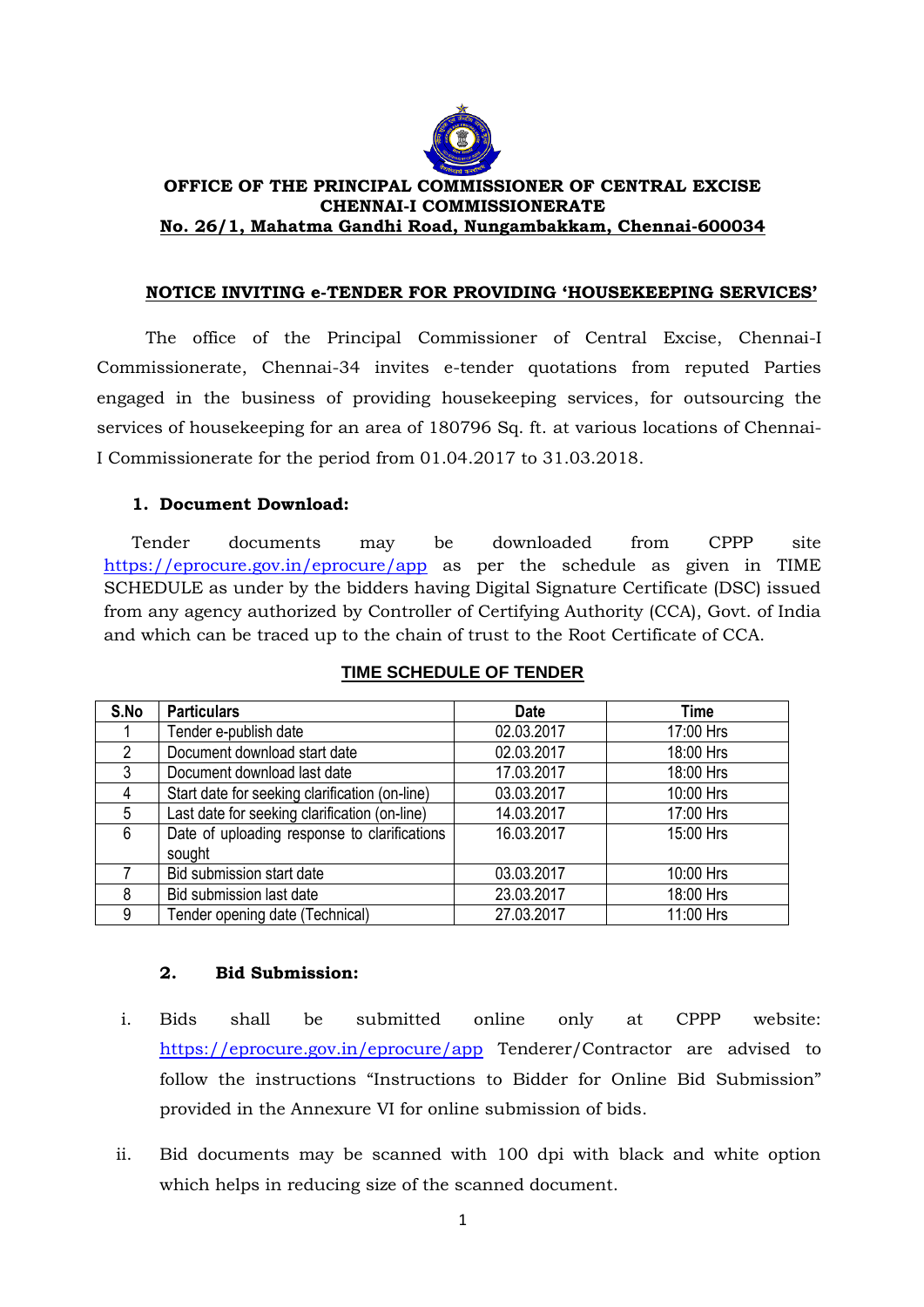**OFFICE OF THE PRINCIPAL COMMISSIONER OF CENTRAL EXCISE**
**CHENNAI-I COMMISSIONERATE**
**No. 26/1, Mahatma Gandhi Road, Nungambakkam, Chennai-600034**

## NOTICE INVITING e-TENDER FOR PROVIDING 'HOUSEKEEPING SERVICES'

The office of the Principal Commissioner of Central Excise, Chennai-I Commissionerate, Chennai-34 invites e-tender quotations from reputed Parties engaged in the business of providing housekeeping services, for outsourcing the services of housekeeping for an area of 180796 Sq. ft. at various locations of Chennai-I Commissionerate for the period from 01.04.2017 to 31.03.2018.

### 1. Document Download:

Tender documents may be downloaded from CPPP site https://eprocure.gov.in/eprocure/app as per the schedule as given in TIME SCHEDULE as under by the bidders having Digital Signature Certificate (DSC) issued from any agency authorized by Controller of Certifying Authority (CCA), Govt. of India and which can be traced up to the chain of trust to the Root Certificate of CCA.

**TIME SCHEDULE OF TENDER**

| S.No | Particulars | Date | Time |
|---|---|---|---|
| 1 | Tender e-publish date | 02.03.2017 | 17:00 Hrs |
| 2 | Document download start date | 02.03.2017 | 18:00 Hrs |
| 3 | Document download last date | 17.03.2017 | 18:00 Hrs |
| 4 | Start date for seeking clarification (on-line) | 03.03.2017 | 10:00 Hrs |
| 5 | Last date for seeking clarification (on-line) | 14.03.2017 | 17:00 Hrs |
| 6 | Date of uploading response to clarifications sought | 16.03.2017 | 15:00 Hrs |
| 7 | Bid submission start date | 03.03.2017 | 10:00 Hrs |
| 8 | Bid submission last date | 23.03.2017 | 18:00 Hrs |
| 9 | Tender opening date (Technical) | 27.03.2017 | 11:00 Hrs |

### 2. Bid Submission:

i. Bids shall be submitted online only at CPPP website: https://eprocure.gov.in/eprocure/app Tenderer/Contractor are advised to follow the instructions "Instructions to Bidder for Online Bid Submission" provided in the Annexure VI for online submission of bids.

ii. Bid documents may be scanned with 100 dpi with black and white option which helps in reducing size of the scanned document.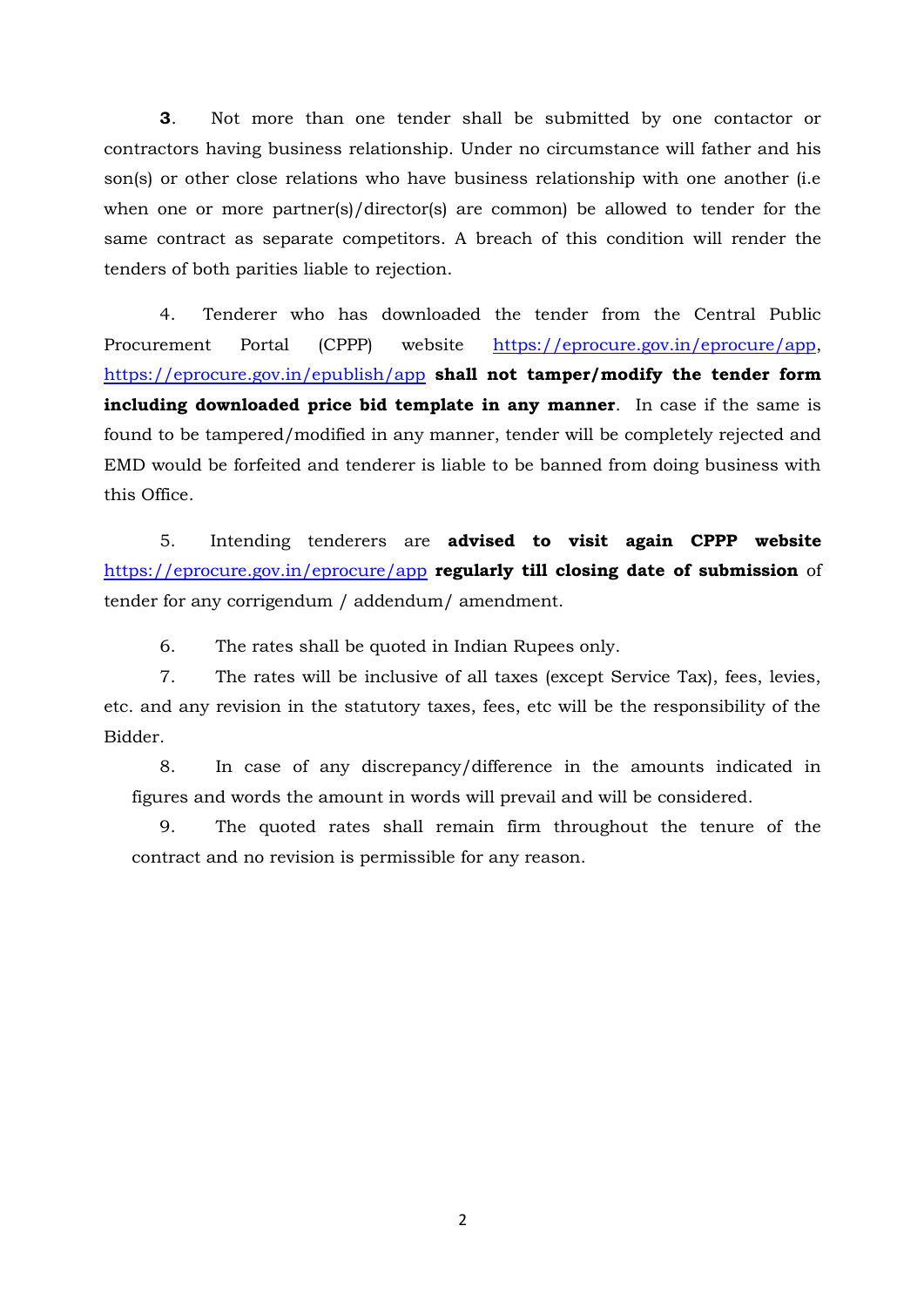**3**. Not more than one tender shall be submitted by one contactor or contractors having business relationship. Under no circumstance will father and his son(s) or other close relations who have business relationship with one another (i.e when one or more partner(s)/director(s) are common) be allowed to tender for the same contract as separate competitors. A breach of this condition will render the tenders of both parities liable to rejection.

4. Tenderer who has downloaded the tender from the Central Public Procurement Portal (CPPP) website https://eprocure.gov.in/eprocure/app, https://eprocure.gov.in/epublish/app **shall not tamper/modify the tender form including downloaded price bid template in any manner**. In case if the same is found to be tampered/modified in any manner, tender will be completely rejected and EMD would be forfeited and tenderer is liable to be banned from doing business with this Office.

5. Intending tenderers are **advised to visit again CPPP website** https://eprocure.gov.in/eprocure/app **regularly till closing date of submission** of tender for any corrigendum / addendum/ amendment.

6. The rates shall be quoted in Indian Rupees only.

7. The rates will be inclusive of all taxes (except Service Tax), fees, levies, etc. and any revision in the statutory taxes, fees, etc will be the responsibility of the Bidder.

8. In case of any discrepancy/difference in the amounts indicated in figures and words the amount in words will prevail and will be considered.

9. The quoted rates shall remain firm throughout the tenure of the contract and no revision is permissible for any reason.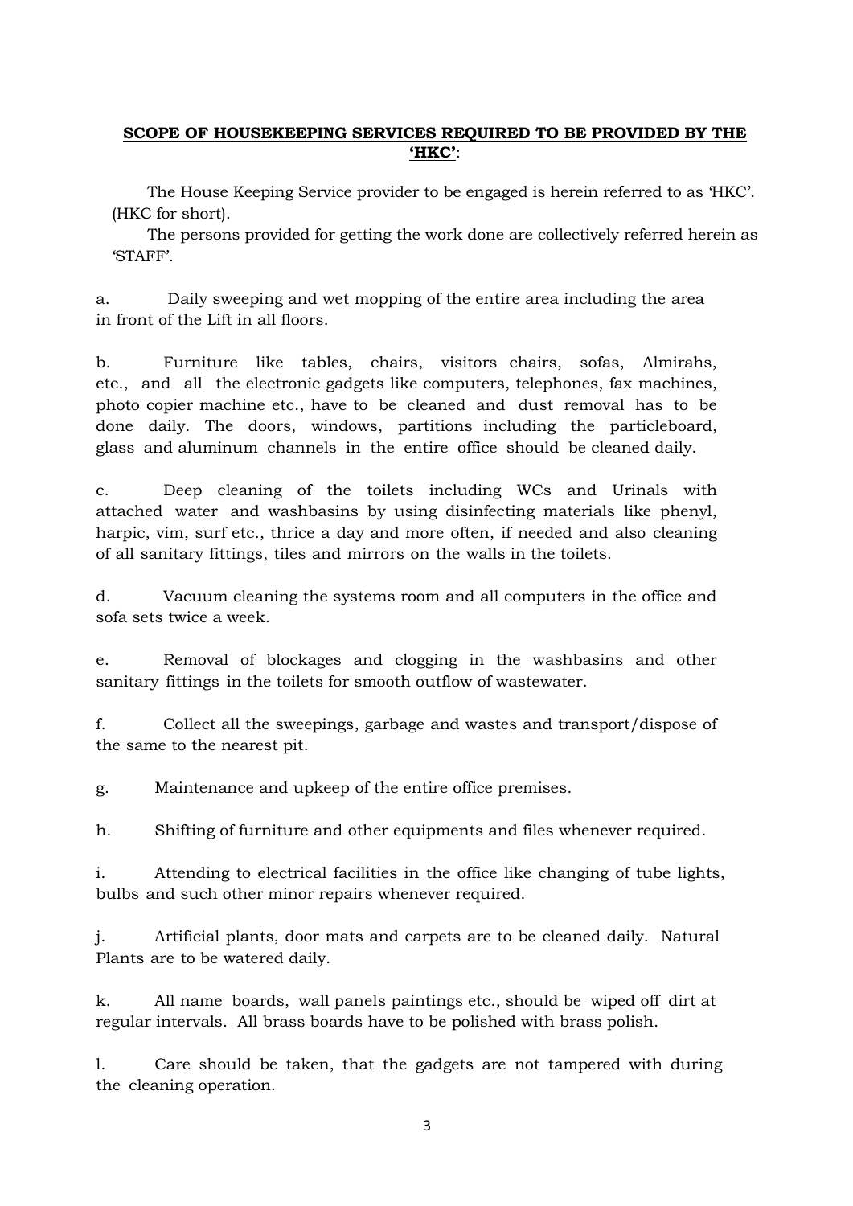**SCOPE OF HOUSEKEEPING SERVICES REQUIRED TO BE PROVIDED BY THE 'HKC'**:

The House Keeping Service provider to be engaged is herein referred to as 'HKC'. (HKC for short).

The persons provided for getting the work done are collectively referred herein as 'STAFF'.

a. Daily sweeping and wet mopping of the entire area including the area in front of the Lift in all floors.

b. Furniture like tables, chairs, visitors chairs, sofas, Almirahs, etc., and all the electronic gadgets like computers, telephones, fax machines, photo copier machine etc., have to be cleaned and dust removal has to be done daily. The doors, windows, partitions including the particleboard, glass and aluminum channels in the entire office should be cleaned daily.

c. Deep cleaning of the toilets including WCs and Urinals with attached water and washbasins by using disinfecting materials like phenyl, harpic, vim, surf etc., thrice a day and more often, if needed and also cleaning of all sanitary fittings, tiles and mirrors on the walls in the toilets.

d. Vacuum cleaning the systems room and all computers in the office and sofa sets twice a week.

e. Removal of blockages and clogging in the washbasins and other sanitary fittings in the toilets for smooth outflow of wastewater.

f. Collect all the sweepings, garbage and wastes and transport/dispose of the same to the nearest pit.

g. Maintenance and upkeep of the entire office premises.

h. Shifting of furniture and other equipments and files whenever required.

i. Attending to electrical facilities in the office like changing of tube lights, bulbs and such other minor repairs whenever required.

j. Artificial plants, door mats and carpets are to be cleaned daily. Natural Plants are to be watered daily.

k. All name boards, wall panels paintings etc., should be wiped off dirt at regular intervals. All brass boards have to be polished with brass polish.

l. Care should be taken, that the gadgets are not tampered with during the cleaning operation.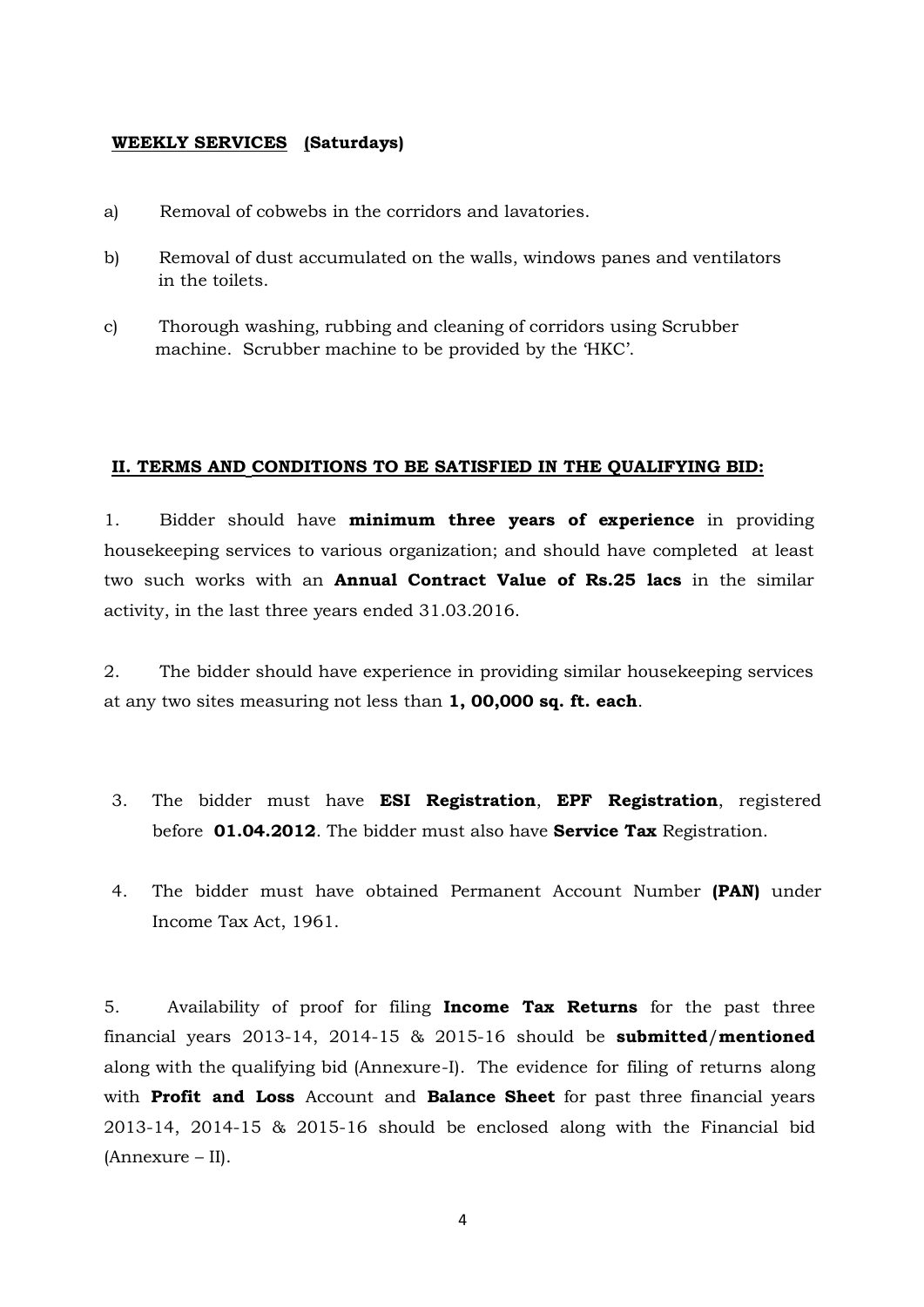**<u>WEEKLY SERVICES</u> (Saturdays)**

a) Removal of cobwebs in the corridors and lavatories.

b) Removal of dust accumulated on the walls, windows panes and ventilators in the toilets.

c) Thorough washing, rubbing and cleaning of corridors using Scrubber machine. Scrubber machine to be provided by the 'HKC'.

**<u>II. TERMS AND CONDITIONS TO BE SATISFIED IN THE QUALIFYING BID:</u>**

1. Bidder should have **minimum three years of experience** in providing housekeeping services to various organization; and should have completed at least two such works with an **Annual Contract Value of Rs.25 lacs** in the similar activity, in the last three years ended 31.03.2016.

2. The bidder should have experience in providing similar housekeeping services at any two sites measuring not less than **1, 00,000 sq. ft. each**.

3. The bidder must have **ESI Registration**, **EPF Registration**, registered before **01.04.2012**. The bidder must also have **Service Tax** Registration.

4. The bidder must have obtained Permanent Account Number **(PAN)** under Income Tax Act, 1961.

5. Availability of proof for filing **Income Tax Returns** for the past three financial years 2013-14, 2014-15 & 2015-16 should be **submitted/mentioned** along with the qualifying bid (Annexure-I). The evidence for filing of returns along with **Profit and Loss** Account and **Balance Sheet** for past three financial years 2013-14, 2014-15 & 2015-16 should be enclosed along with the Financial bid (Annexure – II).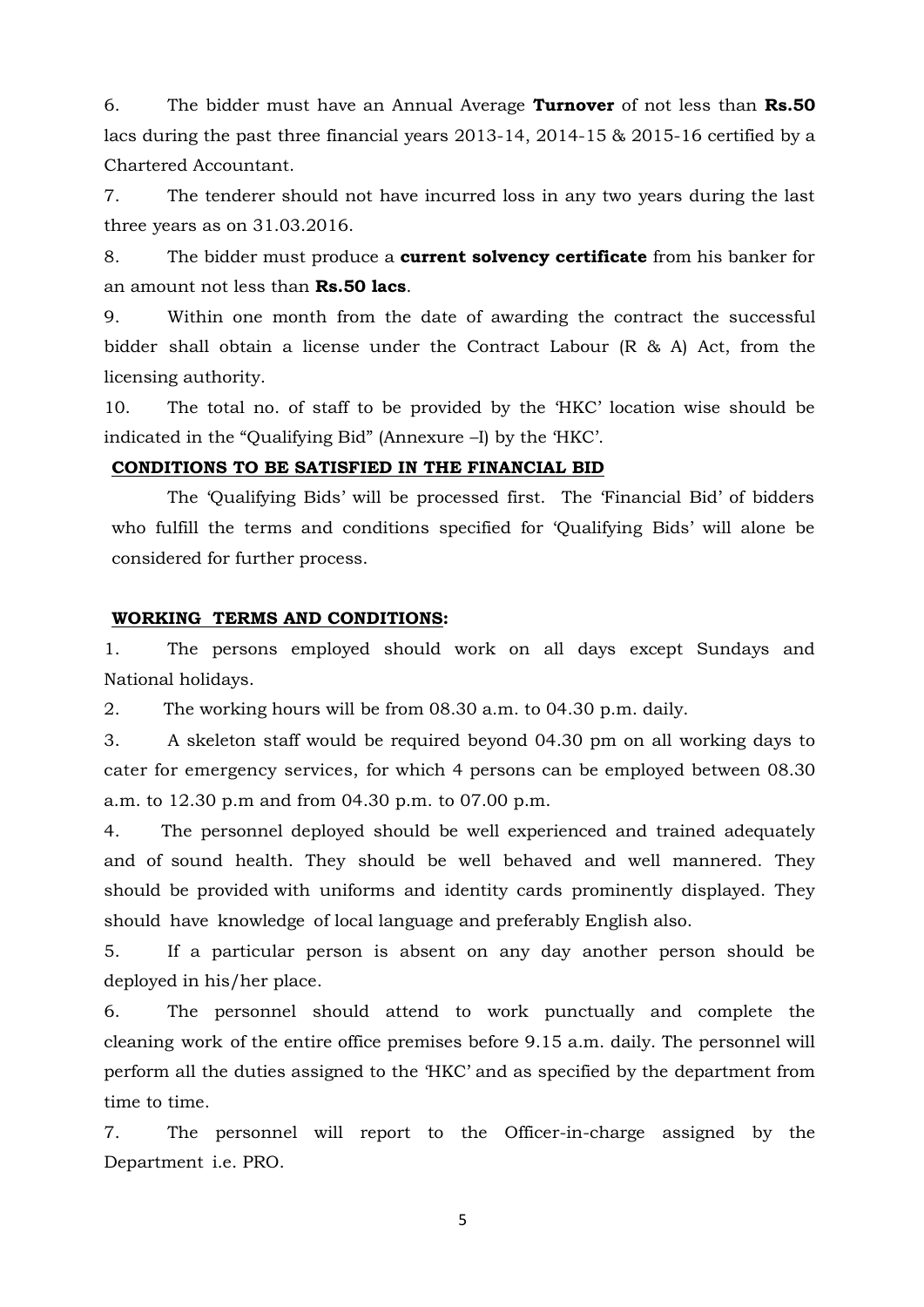6. The bidder must have an Annual Average **Turnover** of not less than **Rs.50** lacs during the past three financial years 2013-14, 2014-15 & 2015-16 certified by a Chartered Accountant.

7. The tenderer should not have incurred loss in any two years during the last three years as on 31.03.2016.

8. The bidder must produce a **current solvency certificate** from his banker for an amount not less than **Rs.50 lacs**.

9. Within one month from the date of awarding the contract the successful bidder shall obtain a license under the Contract Labour (R & A) Act, from the licensing authority.

10. The total no. of staff to be provided by the 'HKC' location wise should be indicated in the "Qualifying Bid" (Annexure –I) by the 'HKC'.

**CONDITIONS TO BE SATISFIED IN THE FINANCIAL BID**

The 'Qualifying Bids' will be processed first. The 'Financial Bid' of bidders who fulfill the terms and conditions specified for 'Qualifying Bids' will alone be considered for further process.

**WORKING TERMS AND CONDITIONS:**

1. The persons employed should work on all days except Sundays and National holidays.

2. The working hours will be from 08.30 a.m. to 04.30 p.m. daily.

3. A skeleton staff would be required beyond 04.30 pm on all working days to cater for emergency services, for which 4 persons can be employed between 08.30 a.m. to 12.30 p.m and from 04.30 p.m. to 07.00 p.m.

4. The personnel deployed should be well experienced and trained adequately and of sound health. They should be well behaved and well mannered. They should be provided with uniforms and identity cards prominently displayed. They should have knowledge of local language and preferably English also.

5. If a particular person is absent on any day another person should be deployed in his/her place.

6. The personnel should attend to work punctually and complete the cleaning work of the entire office premises before 9.15 a.m. daily. The personnel will perform all the duties assigned to the 'HKC' and as specified by the department from time to time.

7. The personnel will report to the Officer-in-charge assigned by the Department i.e. PRO.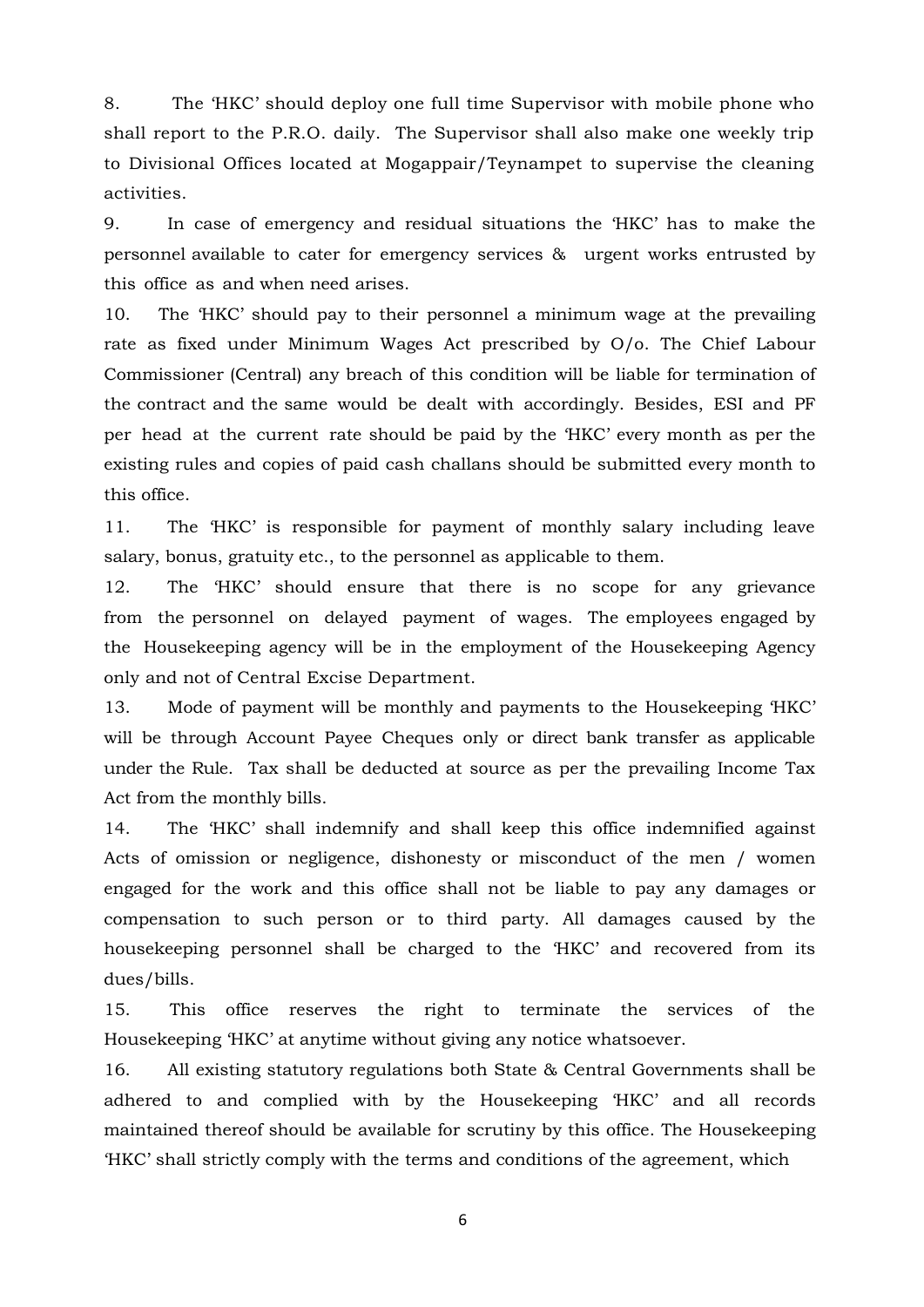8. The 'HKC' should deploy one full time Supervisor with mobile phone who shall report to the P.R.O. daily. The Supervisor shall also make one weekly trip to Divisional Offices located at Mogappair/Teynampet to supervise the cleaning activities.

9. In case of emergency and residual situations the 'HKC' has to make the personnel available to cater for emergency services & urgent works entrusted by this office as and when need arises.

10. The 'HKC' should pay to their personnel a minimum wage at the prevailing rate as fixed under Minimum Wages Act prescribed by O/o. The Chief Labour Commissioner (Central) any breach of this condition will be liable for termination of the contract and the same would be dealt with accordingly. Besides, ESI and PF per head at the current rate should be paid by the 'HKC' every month as per the existing rules and copies of paid cash challans should be submitted every month to this office.

11. The 'HKC' is responsible for payment of monthly salary including leave salary, bonus, gratuity etc., to the personnel as applicable to them.

12. The 'HKC' should ensure that there is no scope for any grievance from the personnel on delayed payment of wages. The employees engaged by the Housekeeping agency will be in the employment of the Housekeeping Agency only and not of Central Excise Department.

13. Mode of payment will be monthly and payments to the Housekeeping 'HKC' will be through Account Payee Cheques only or direct bank transfer as applicable under the Rule. Tax shall be deducted at source as per the prevailing Income Tax Act from the monthly bills.

14. The 'HKC' shall indemnify and shall keep this office indemnified against Acts of omission or negligence, dishonesty or misconduct of the men / women engaged for the work and this office shall not be liable to pay any damages or compensation to such person or to third party. All damages caused by the housekeeping personnel shall be charged to the 'HKC' and recovered from its dues/bills.

15. This office reserves the right to terminate the services of the Housekeeping 'HKC' at anytime without giving any notice whatsoever.

16. All existing statutory regulations both State & Central Governments shall be adhered to and complied with by the Housekeeping 'HKC' and all records maintained thereof should be available for scrutiny by this office. The Housekeeping 'HKC' shall strictly comply with the terms and conditions of the agreement, which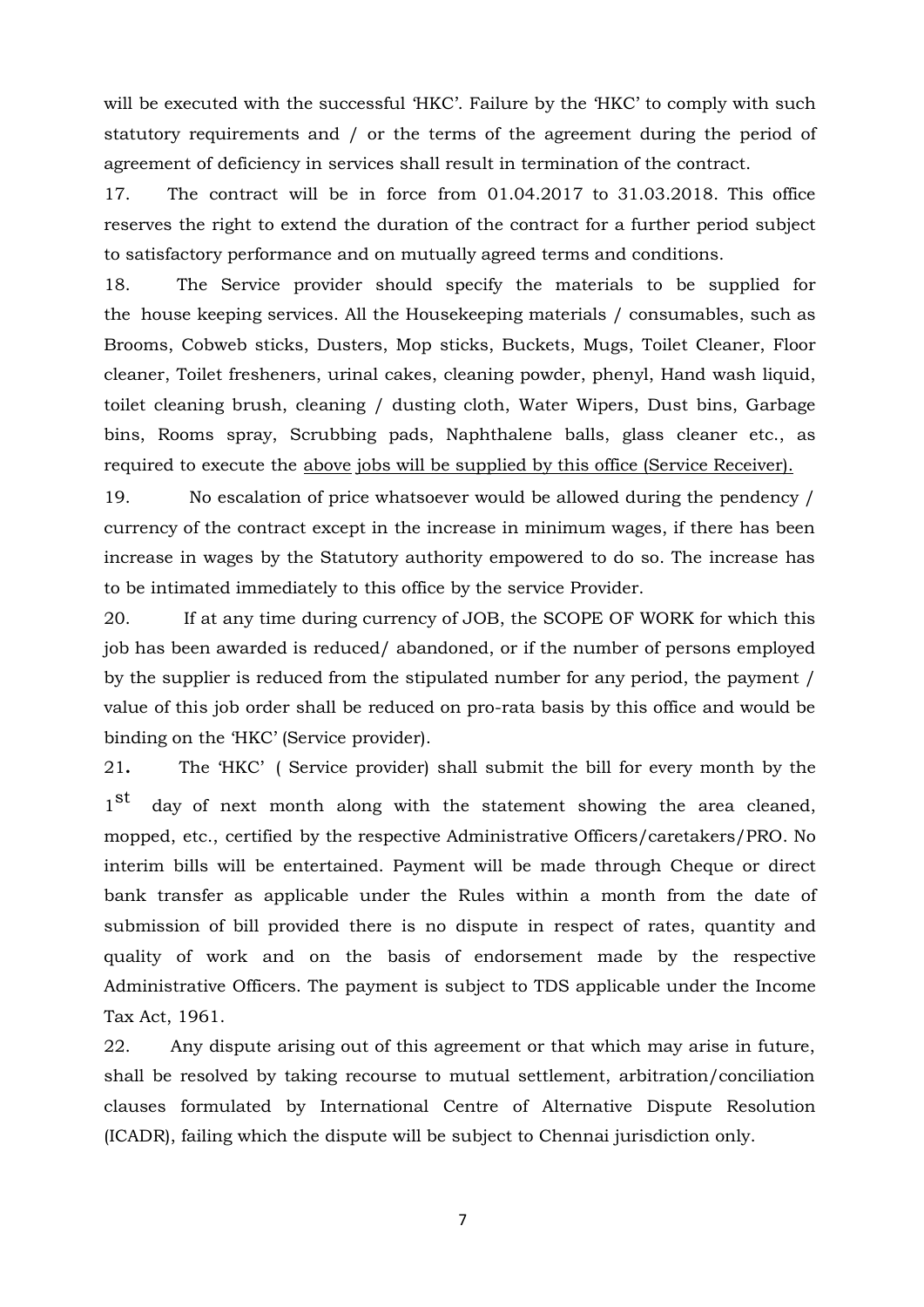will be executed with the successful 'HKC'. Failure by the 'HKC' to comply with such statutory requirements and / or the terms of the agreement during the period of agreement of deficiency in services shall result in termination of the contract.

17. The contract will be in force from 01.04.2017 to 31.03.2018. This office reserves the right to extend the duration of the contract for a further period subject to satisfactory performance and on mutually agreed terms and conditions.

18. The Service provider should specify the materials to be supplied for the house keeping services. All the Housekeeping materials / consumables, such as Brooms, Cobweb sticks, Dusters, Mop sticks, Buckets, Mugs, Toilet Cleaner, Floor cleaner, Toilet fresheners, urinal cakes, cleaning powder, phenyl, Hand wash liquid, toilet cleaning brush, cleaning / dusting cloth, Water Wipers, Dust bins, Garbage bins, Rooms spray, Scrubbing pads, Naphthalene balls, glass cleaner etc., as required to execute the <u>above jobs will be supplied by this office (Service Receiver).</u>

19. No escalation of price whatsoever would be allowed during the pendency / currency of the contract except in the increase in minimum wages, if there has been increase in wages by the Statutory authority empowered to do so. The increase has to be intimated immediately to this office by the service Provider.

20. If at any time during currency of JOB, the SCOPE OF WORK for which this job has been awarded is reduced/ abandoned, or if the number of persons employed by the supplier is reduced from the stipulated number for any period, the payment / value of this job order shall be reduced on pro-rata basis by this office and would be binding on the 'HKC' (Service provider).

21**.** The 'HKC' ( Service provider) shall submit the bill for every month by the 1st day of next month along with the statement showing the area cleaned, mopped, etc., certified by the respective Administrative Officers/caretakers/PRO. No interim bills will be entertained. Payment will be made through Cheque or direct bank transfer as applicable under the Rules within a month from the date of submission of bill provided there is no dispute in respect of rates, quantity and quality of work and on the basis of endorsement made by the respective Administrative Officers. The payment is subject to TDS applicable under the Income Tax Act, 1961.

22. Any dispute arising out of this agreement or that which may arise in future, shall be resolved by taking recourse to mutual settlement, arbitration/conciliation clauses formulated by International Centre of Alternative Dispute Resolution (ICADR), failing which the dispute will be subject to Chennai jurisdiction only.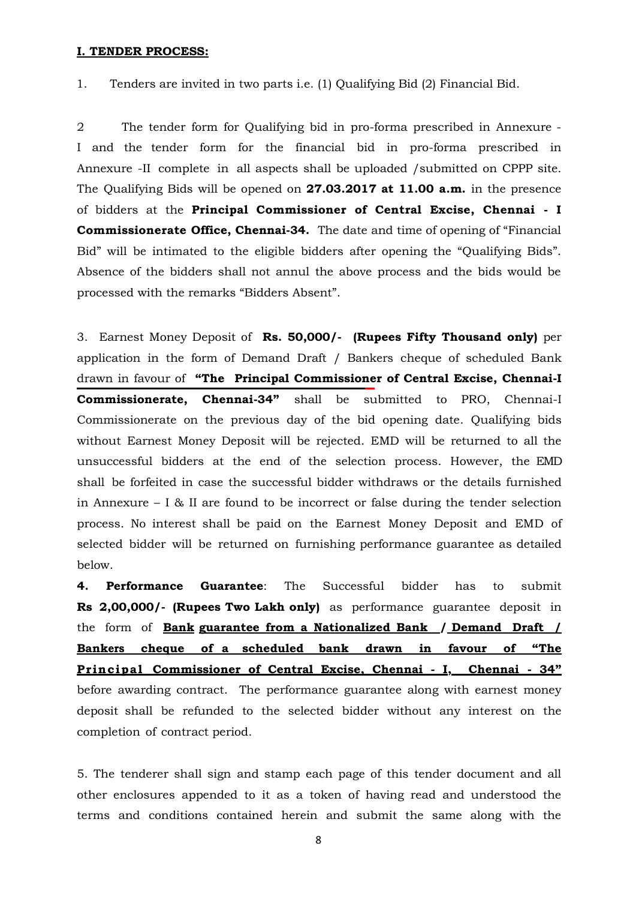**I. TENDER PROCESS:**

1. Tenders are invited in two parts i.e. (1) Qualifying Bid (2) Financial Bid.

2 The tender form for Qualifying bid in pro-forma prescribed in Annexure - I and the tender form for the financial bid in pro-forma prescribed in Annexure -II complete in all aspects shall be uploaded /submitted on CPPP site. The Qualifying Bids will be opened on **27.03.2017 at 11.00 a.m.** in the presence of bidders at the **Principal Commissioner of Central Excise, Chennai - I Commissionerate Office, Chennai-34.** The date and time of opening of "Financial Bid" will be intimated to the eligible bidders after opening the "Qualifying Bids". Absence of the bidders shall not annul the above process and the bids would be processed with the remarks "Bidders Absent".

3. Earnest Money Deposit of **Rs. 50,000/- (Rupees Fifty Thousand only)** per application in the form of Demand Draft / Bankers cheque of scheduled Bank drawn in favour of **"The Principal Commissioner of Central Excise, Chennai-I Commissionerate, Chennai-34"** shall be submitted to PRO, Chennai-I Commissionerate on the previous day of the bid opening date. Qualifying bids without Earnest Money Deposit will be rejected. EMD will be returned to all the unsuccessful bidders at the end of the selection process. However, the EMD shall be forfeited in case the successful bidder withdraws or the details furnished in Annexure – I & II are found to be incorrect or false during the tender selection process. No interest shall be paid on the Earnest Money Deposit and EMD of selected bidder will be returned on furnishing performance guarantee as detailed below.

**4. Performance Guarantee**: The Successful bidder has to submit **Rs 2,00,000/- (Rupees Two Lakh only)** as performance guarantee deposit in the form of **Bank guarantee from a Nationalized Bank / Demand Draft / Bankers cheque of a scheduled bank drawn in favour of "The Principal Commissioner of Central Excise, Chennai - I, Chennai - 34"** before awarding contract. The performance guarantee along with earnest money deposit shall be refunded to the selected bidder without any interest on the completion of contract period.

5. The tenderer shall sign and stamp each page of this tender document and all other enclosures appended to it as a token of having read and understood the terms and conditions contained herein and submit the same along with the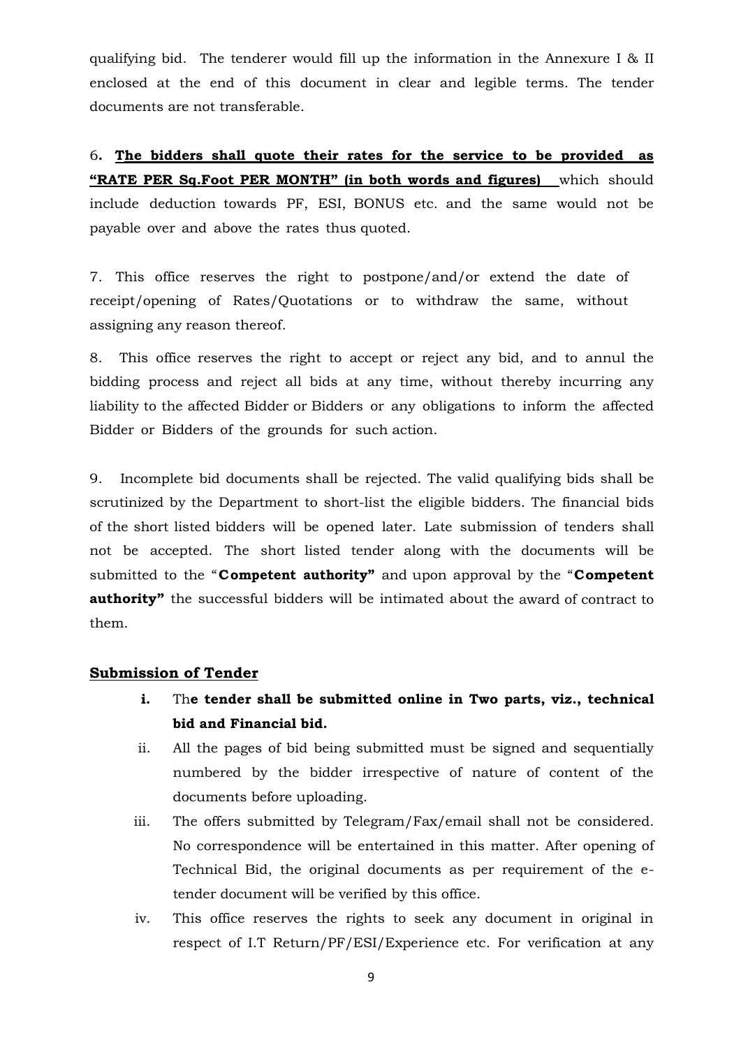qualifying bid. The tenderer would fill up the information in the Annexure I & II enclosed at the end of this document in clear and legible terms. The tender documents are not transferable.

6**. <u>The bidders shall quote their rates for the service to be provided as "RATE PER Sq.Foot PER MONTH" (in both words and figures)</u>** which should include deduction towards PF, ESI, BONUS etc. and the same would not be payable over and above the rates thus quoted.

7. This office reserves the right to postpone/and/or extend the date of receipt/opening of Rates/Quotations or to withdraw the same, without assigning any reason thereof.

8. This office reserves the right to accept or reject any bid, and to annul the bidding process and reject all bids at any time, without thereby incurring any liability to the affected Bidder or Bidders or any obligations to inform the affected Bidder or Bidders of the grounds for such action.

9. Incomplete bid documents shall be rejected. The valid qualifying bids shall be scrutinized by the Department to short-list the eligible bidders. The financial bids of the short listed bidders will be opened later. Late submission of tenders shall not be accepted. The short listed tender along with the documents will be submitted to the "**Competent authority"** and upon approval by the "**Competent authority"** the successful bidders will be intimated about the award of contract to them.

## <u>Submission of Tender</u>

i. Th**e tender shall be submitted online in Two parts, viz., technical bid and Financial bid.**

ii. All the pages of bid being submitted must be signed and sequentially numbered by the bidder irrespective of nature of content of the documents before uploading.

iii. The offers submitted by Telegram/Fax/email shall not be considered. No correspondence will be entertained in this matter. After opening of Technical Bid, the original documents as per requirement of the e-tender document will be verified by this office.

iv. This office reserves the rights to seek any document in original in respect of I.T Return/PF/ESI/Experience etc. For verification at any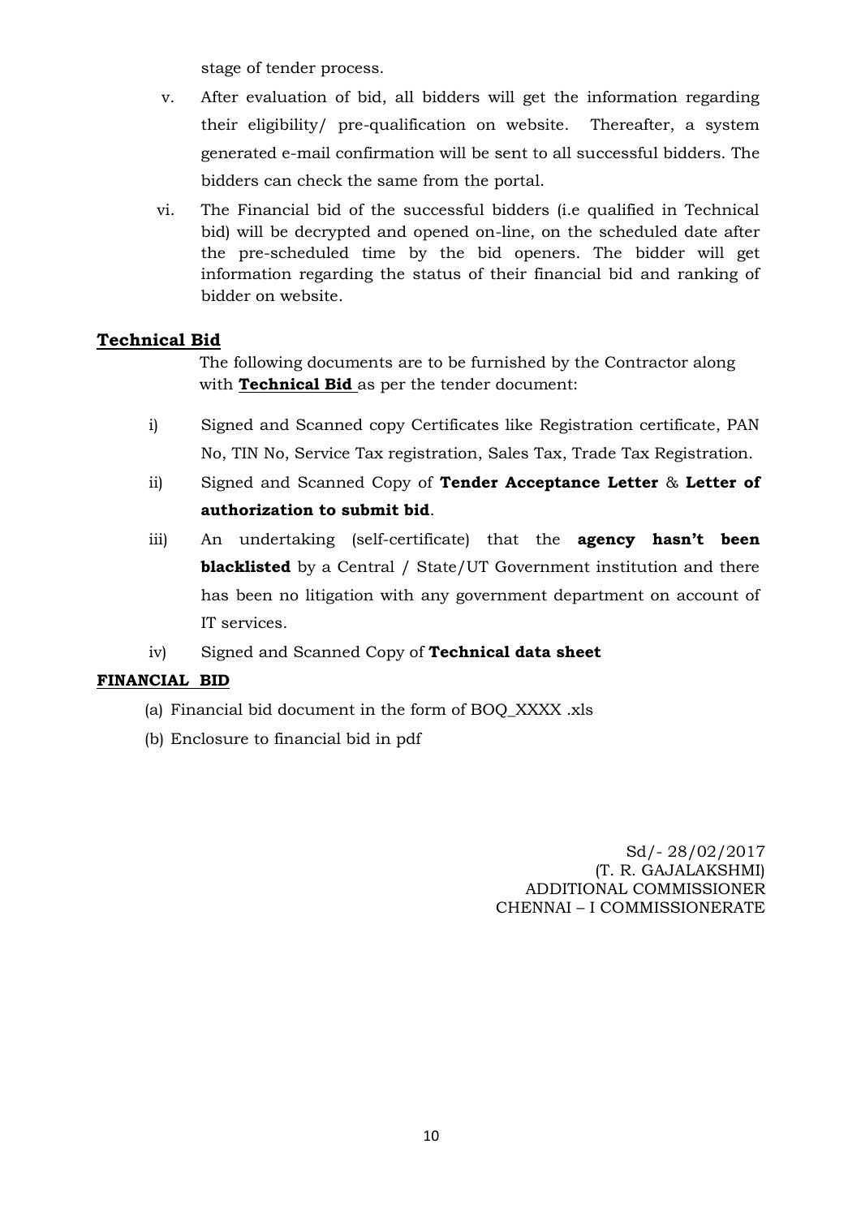stage of tender process.

v. After evaluation of bid, all bidders will get the information regarding their eligibility/ pre-qualification on website. Thereafter, a system generated e-mail confirmation will be sent to all successful bidders. The bidders can check the same from the portal.

vi. The Financial bid of the successful bidders (i.e qualified in Technical bid) will be decrypted and opened on-line, on the scheduled date after the pre-scheduled time by the bid openers. The bidder will get information regarding the status of their financial bid and ranking of bidder on website.

## <u>Technical Bid</u>

The following documents are to be furnished by the Contractor along with **<u>Technical Bid</u>** as per the tender document:

i) Signed and Scanned copy Certificates like Registration certificate, PAN No, TIN No, Service Tax registration, Sales Tax, Trade Tax Registration.

ii) Signed and Scanned Copy of **Tender Acceptance Letter** & **Letter of authorization to submit bid**.

iii) An undertaking (self-certificate) that the **agency hasn't been blacklisted** by a Central / State/UT Government institution and there has been no litigation with any government department on account of IT services.

iv) Signed and Scanned Copy of **Technical data sheet**

## <u>FINANCIAL BID</u>

(a) Financial bid document in the form of BOQ_XXXX .xls

(b) Enclosure to financial bid in pdf

Sd/- 28/02/2017
(T. R. GAJALAKSHMI)
ADDITIONAL COMMISSIONER
CHENNAI – I COMMISSIONERATE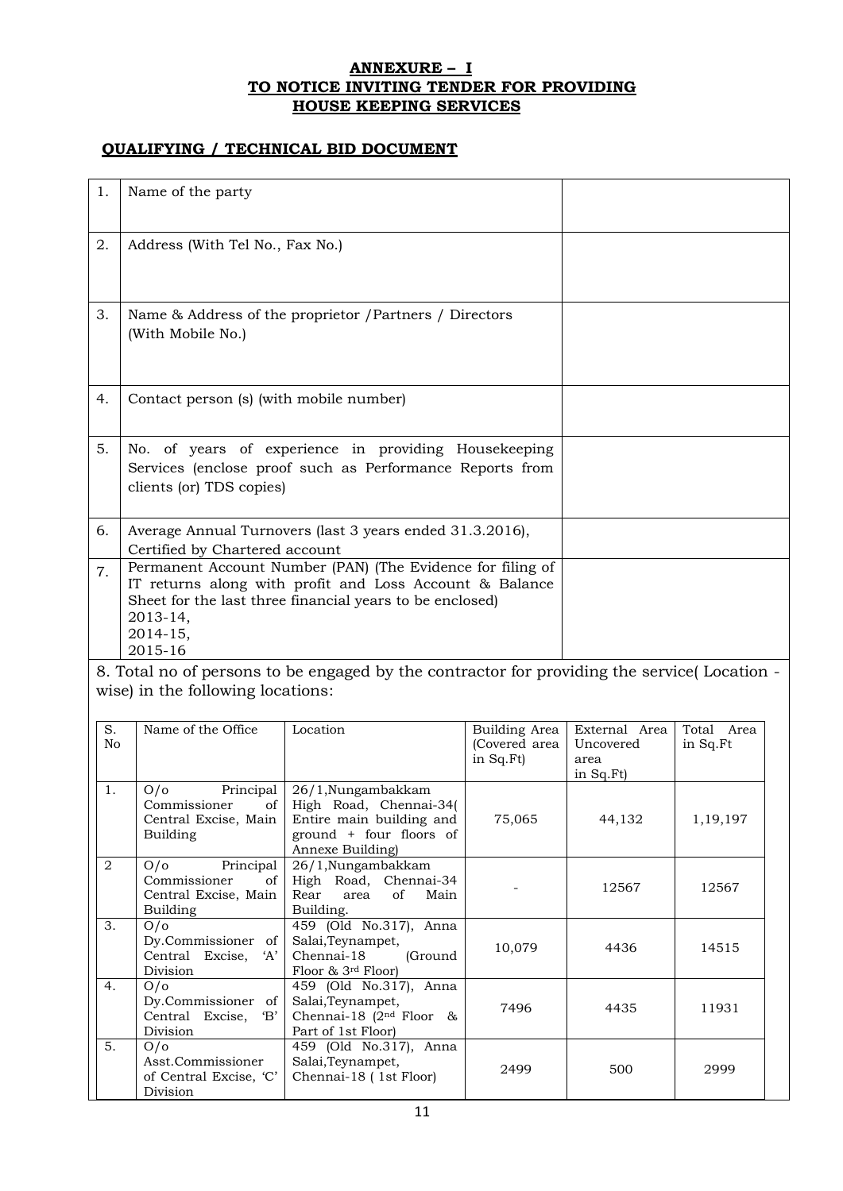**ANNEXURE – I**
**TO NOTICE INVITING TENDER FOR PROVIDING HOUSE KEEPING SERVICES**

**QUALIFYING / TECHNICAL BID DOCUMENT**

| | | |
|---|---|---|
| 1. | Name of the party | |
| 2. | Address (With Tel No., Fax No.) | |
| 3. | Name & Address of the proprietor /Partners / Directors (With Mobile No.) | |
| 4. | Contact person (s) (with mobile number) | |
| 5. | No. of years of experience in providing Housekeeping Services (enclose proof such as Performance Reports from clients (or) TDS copies) | |
| 6. | Average Annual Turnovers (last 3 years ended 31.3.2016), Certified by Chartered account | |
| 7. | Permanent Account Number (PAN) (The Evidence for filing of IT returns along with profit and Loss Account & Balance Sheet for the last three financial years to be enclosed) 2013-14, 2014-15, 2015-16 | |

8. Total no of persons to be engaged by the contractor for providing the service( Location -wise) in the following locations:

| S. No | Name of the Office | Location | Building Area (Covered area in Sq.Ft) | External Area Uncovered area in Sq.Ft) | Total Area in Sq.Ft |
|---|---|---|---|---|---|
| 1. | O/o Principal Commissioner of Central Excise, Main Building | 26/1,Nungambakkam High Road, Chennai-34( Entire main building and ground + four floors of Annexe Building) | 75,065 | 44,132 | 1,19,197 |
| 2 | O/o Principal Commissioner of Central Excise, Main Building | 26/1,Nungambakkam High Road, Chennai-34 Rear area of Main Building. | - | 12567 | 12567 |
| 3. | O/o Dy.Commissioner of Central Excise, 'A' Division | 459 (Old No.317), Anna Salai,Teynampet, Chennai-18 (Ground Floor & 3rd Floor) | 10,079 | 4436 | 14515 |
| 4. | O/o Dy.Commissioner of Central Excise, 'B' Division | 459 (Old No.317), Anna Salai,Teynampet, Chennai-18 (2nd Floor & Part of 1st Floor) | 7496 | 4435 | 11931 |
| 5. | O/o Asst.Commissioner of Central Excise, 'C' Division | 459 (Old No.317), Anna Salai,Teynampet, Chennai-18 ( 1st Floor) | 2499 | 500 | 2999 |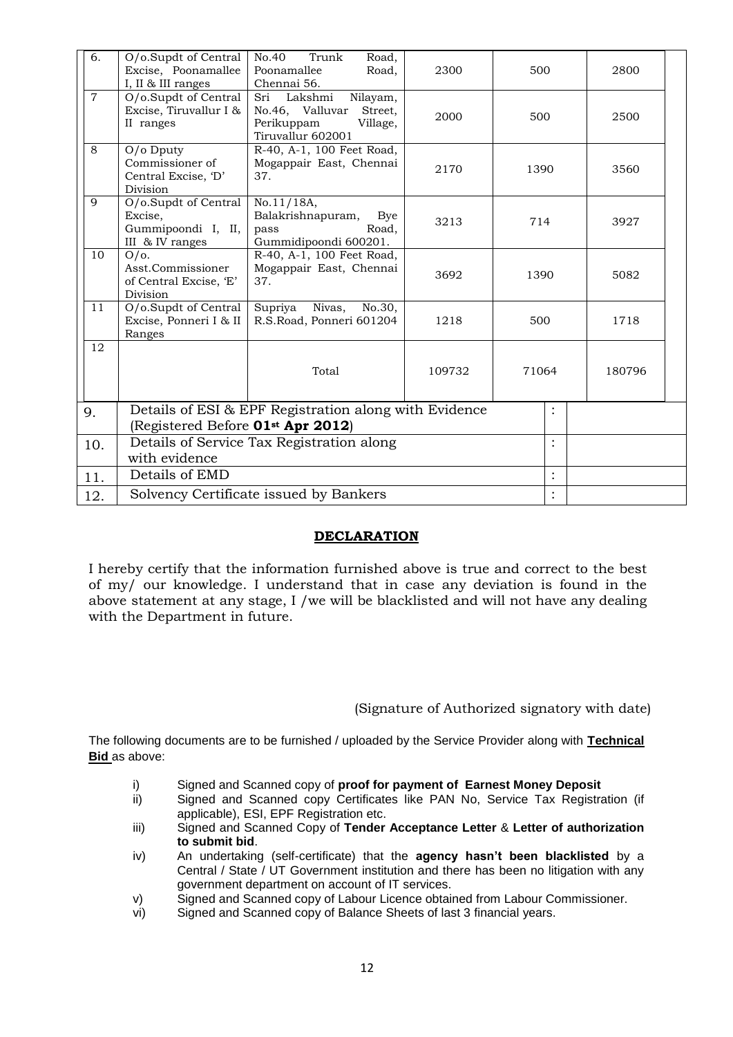| 6. | O/o.Supdt of Central Excise, Poonamallee I, II & III ranges | No.40 Trunk Road, Poonamallee Road, Chennai 56. | 2300 | 500 | 2800 |
|---|---|---|---|---|---|
| 7 | O/o.Supdt of Central Excise, Tiruvallur I & II ranges | Sri Lakshmi Nilayam, No.46, Valluvar Street, Perikuppam Village, Tiruvallur 602001 | 2000 | 500 | 2500 |
| 8 | O/o Dputy Commissioner of Central Excise, 'D' Division | R-40, A-1, 100 Feet Road, Mogappair East, Chennai 37. | 2170 | 1390 | 3560 |
| 9 | O/o.Supdt of Central Excise, Gummipoondi I, II, III & IV ranges | No.11/18A, Balakrishnapuram, Bye pass Road, Gummidipoondi 600201. | 3213 | 714 | 3927 |
| 10 | O/o. Asst.Commissioner of Central Excise, 'E' Division | R-40, A-1, 100 Feet Road, Mogappair East, Chennai 37. | 3692 | 1390 | 5082 |
| 11 | O/o.Supdt of Central Excise, Ponneri I & II Ranges | Supriya Nivas, No.30, R.S.Road, Ponneri 601204 | 1218 | 500 | 1718 |
| 12 | | Total | 109732 | 71064 | 180796 |

| | | | |
|---|---|---|---|
| 9. | Details of ESI & EPF Registration along with Evidence (Registered Before **01st Apr 2012**) | : | |
| 10. | Details of Service Tax Registration along with evidence | : | |
| 11. | Details of EMD | : | |
| 12. | Solvency Certificate issued by Bankers | : | |

**DECLARATION**

I hereby certify that the information furnished above is true and correct to the best of my/ our knowledge. I understand that in case any deviation is found in the above statement at any stage, I /we will be blacklisted and will not have any dealing with the Department in future.

(Signature of Authorized signatory with date)

The following documents are to be furnished / uploaded by the Service Provider along with **Technical Bid** as above:

i) Signed and Scanned copy of **proof for payment of Earnest Money Deposit**
ii) Signed and Scanned copy Certificates like PAN No, Service Tax Registration (if applicable), ESI, EPF Registration etc.
iii) Signed and Scanned Copy of **Tender Acceptance Letter** & **Letter of authorization to submit bid**.
iv) An undertaking (self-certificate) that the **agency hasn't been blacklisted** by a Central / State / UT Government institution and there has been no litigation with any government department on account of IT services.
v) Signed and Scanned copy of Labour Licence obtained from Labour Commissioner.
vi) Signed and Scanned copy of Balance Sheets of last 3 financial years.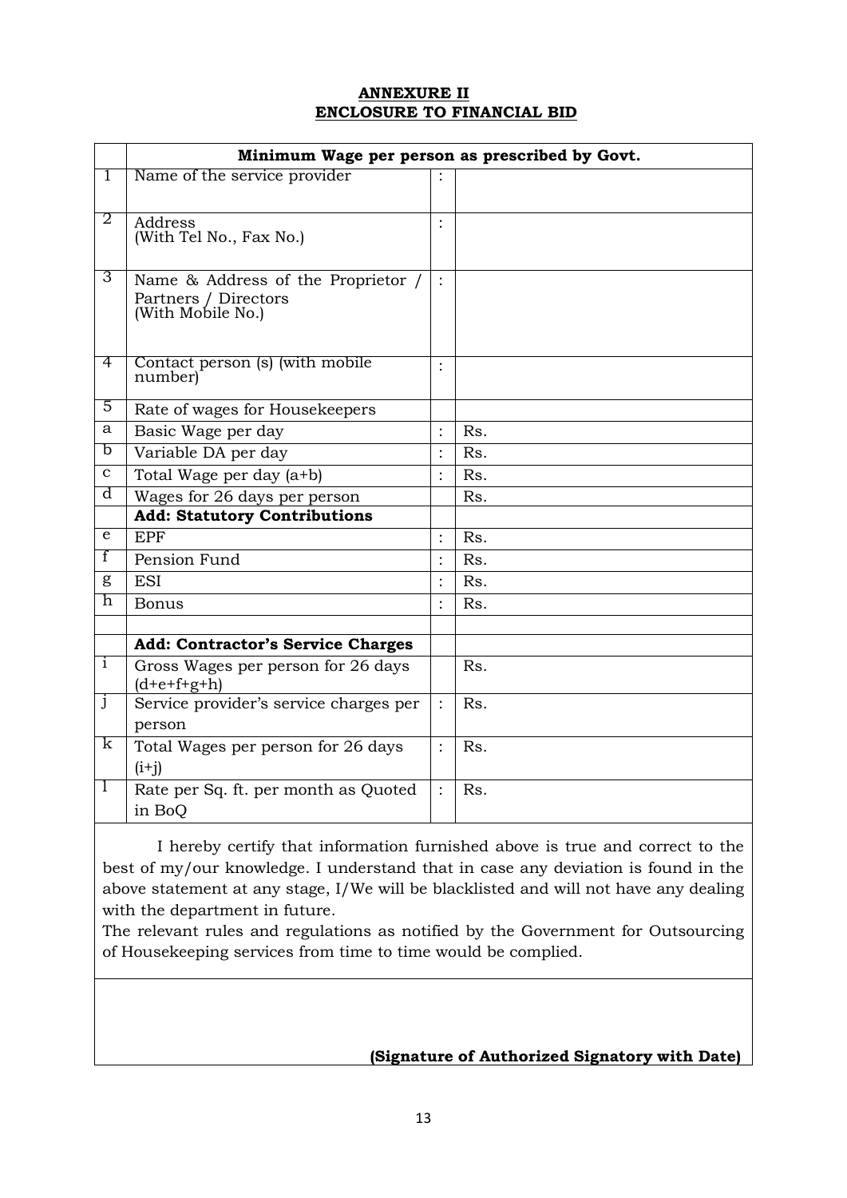## ANNEXURE II
## ENCLOSURE TO FINANCIAL BID

| | **Minimum Wage per person as prescribed by Govt.** | | |
|---|---|---|---|
| 1 | Name of the service provider | : | |
| 2 | Address<br>(With Tel No., Fax No.) | : | |
| 3 | Name & Address of the Proprietor / Partners / Directors<br>(With Mobile No.) | : | |
| 4 | Contact person (s) (with mobile number) | : | |
| 5 | Rate of wages for Housekeepers | | |
| a | Basic Wage per day | : | Rs. |
| b | Variable DA per day | : | Rs. |
| c | Total Wage per day (a+b) | : | Rs. |
| d | Wages for 26 days per person | | Rs. |
| | **Add: Statutory Contributions** | | |
| e | EPF | : | Rs. |
| f | Pension Fund | : | Rs. |
| g | ESI | : | Rs. |
| h | Bonus | : | Rs. |
| | | | |
| | **Add: Contractor's Service Charges** | | |
| i | Gross Wages per person for 26 days (d+e+f+g+h) | | Rs. |
| j | Service provider's service charges per person | : | Rs. |
| k | Total Wages per person for 26 days (i+j) | : | Rs. |
| l | Rate per Sq. ft. per month as Quoted in BoQ | : | Rs. |

I hereby certify that information furnished above is true and correct to the best of my/our knowledge. I understand that in case any deviation is found in the above statement at any stage, I/We will be blacklisted and will not have any dealing with the department in future.

The relevant rules and regulations as notified by the Government for Outsourcing of Housekeeping services from time to time would be complied.

**(Signature of Authorized Signatory with Date)**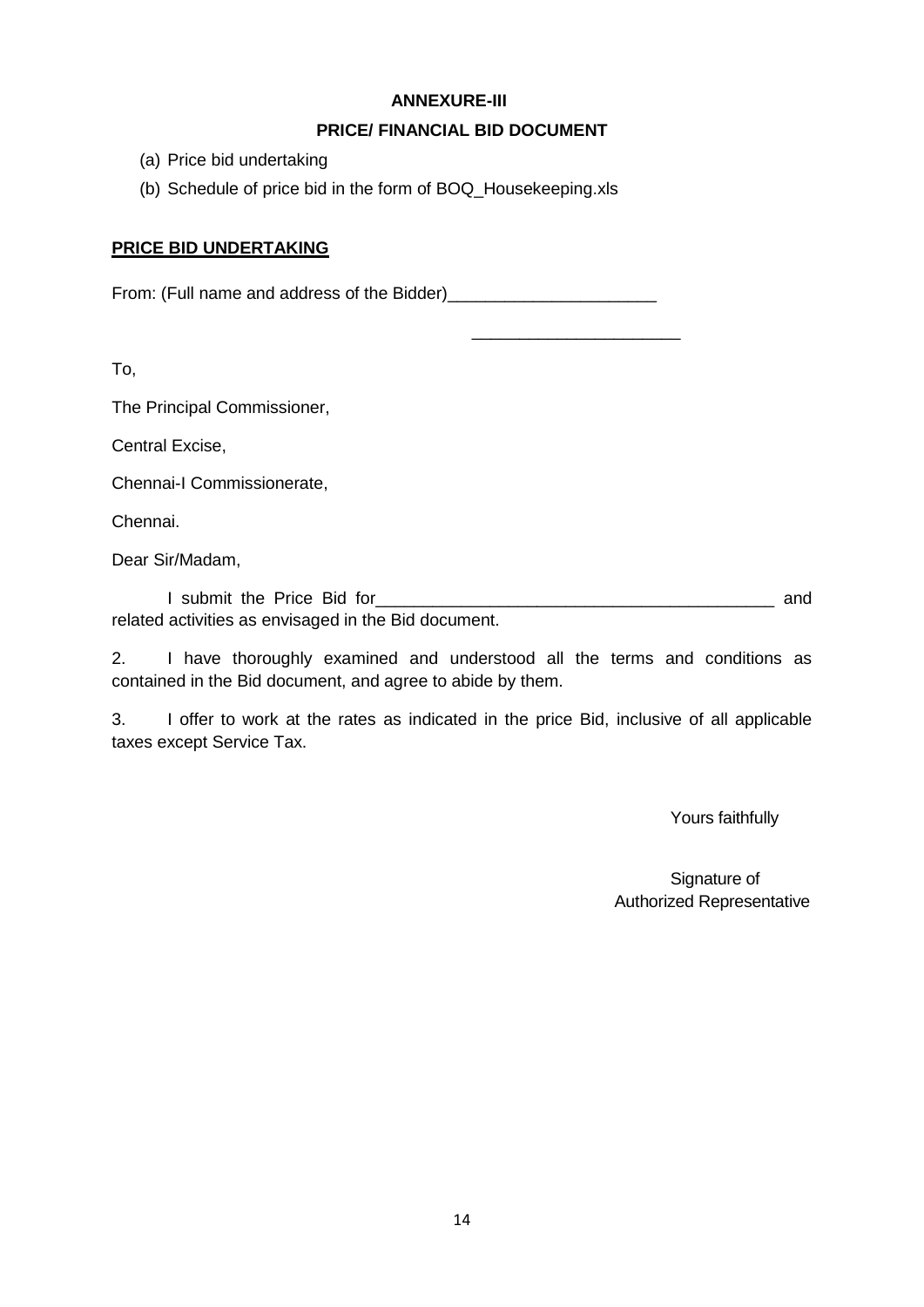**ANNEXURE-III**

**PRICE/ FINANCIAL BID DOCUMENT**

(a) Price bid undertaking

(b) Schedule of price bid in the form of BOQ_Housekeeping.xls

**PRICE BID UNDERTAKING**

From: (Full name and address of the Bidder)______________________

______________________

To,

The Principal Commissioner,

Central Excise,

Chennai-I Commissionerate,

Chennai.

Dear Sir/Madam,

I submit the Price Bid for___________________________________________ and related activities as envisaged in the Bid document.

2. I have thoroughly examined and understood all the terms and conditions as contained in the Bid document, and agree to abide by them.

3. I offer to work at the rates as indicated in the price Bid, inclusive of all applicable taxes except Service Tax.

Yours faithfully

Signature of
Authorized Representative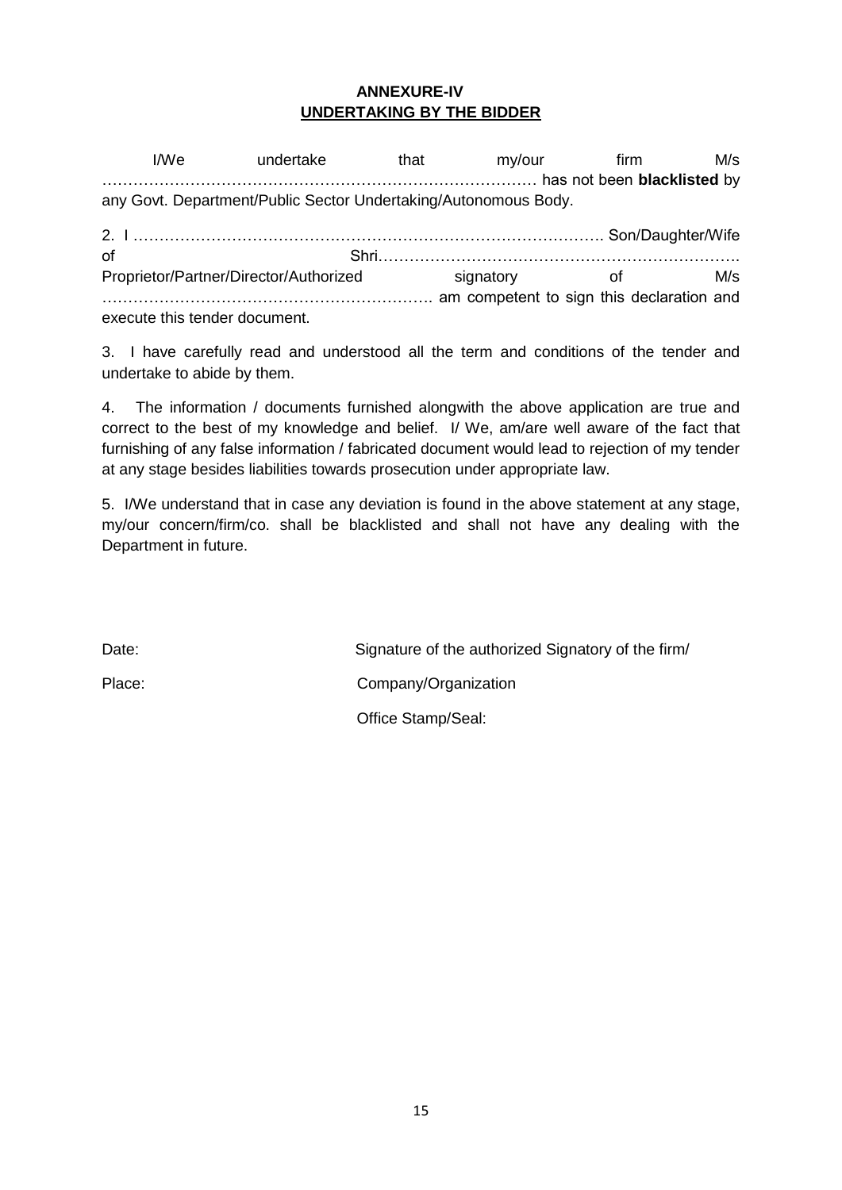**ANNEXURE-IV**

**UNDERTAKING BY THE BIDDER**

I/We undertake that my/our firm M/s ………………………………………………………………………… has not been **blacklisted** by any Govt. Department/Public Sector Undertaking/Autonomous Body.

2. I ……………………………………………………………………………. Son/Daughter/Wife of Shri……………………………………………………………. Proprietor/Partner/Director/Authorized signatory of M/s ………………………………………………………. am competent to sign this declaration and execute this tender document.

3. I have carefully read and understood all the term and conditions of the tender and undertake to abide by them.

4. The information / documents furnished alongwith the above application are true and correct to the best of my knowledge and belief. I/ We, am/are well aware of the fact that furnishing of any false information / fabricated document would lead to rejection of my tender at any stage besides liabilities towards prosecution under appropriate law.

5. I/We understand that in case any deviation is found in the above statement at any stage, my/our concern/firm/co. shall be blacklisted and shall not have any dealing with the Department in future.

Date: Signature of the authorized Signatory of the firm/

Place: Company/Organization

Office Stamp/Seal: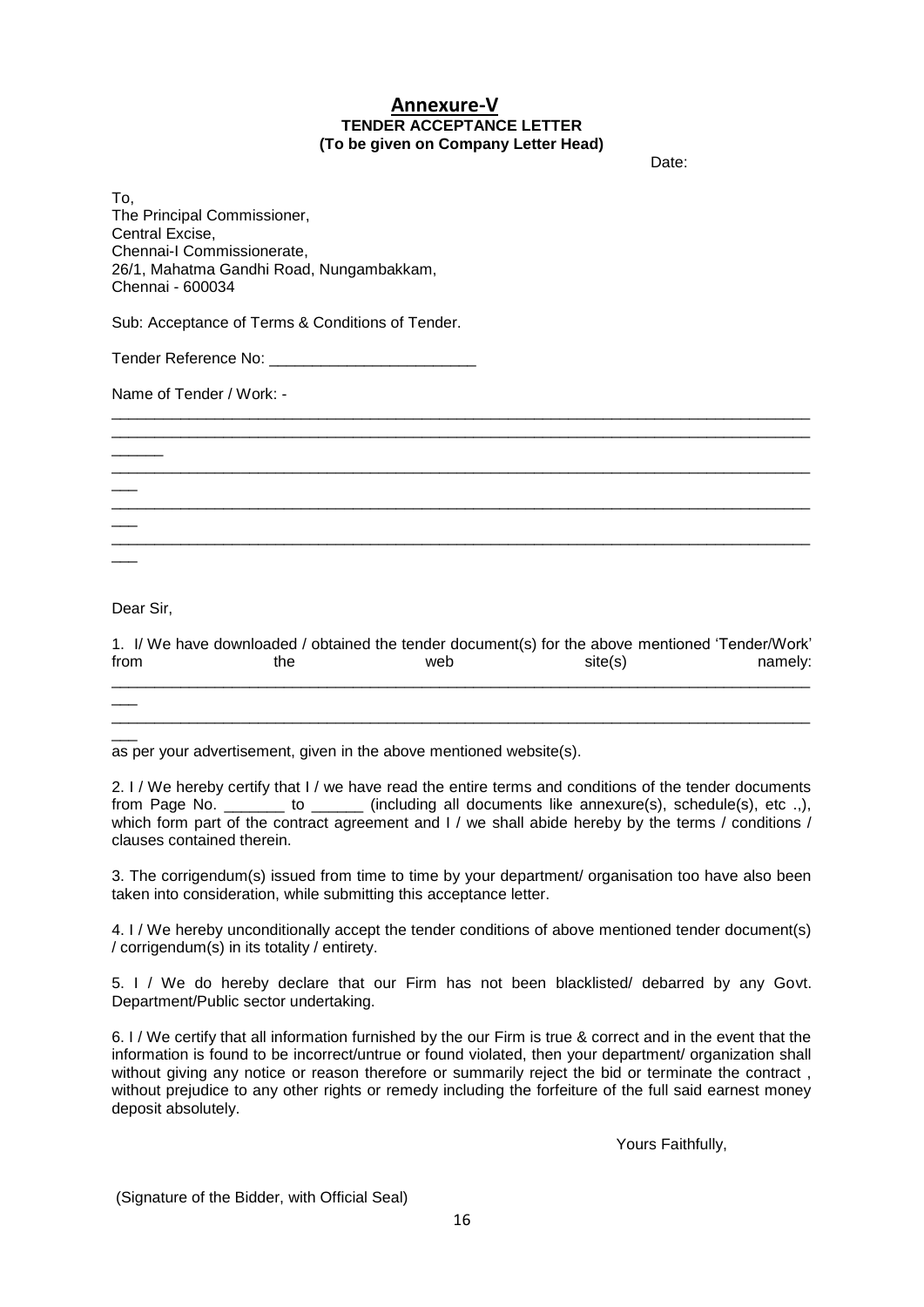# Annexure-V

**TENDER ACCEPTANCE LETTER**
**(To be given on Company Letter Head)**

Date:

To,
The Principal Commissioner,
Central Excise,
Chennai-I Commissionerate,
26/1, Mahatma Gandhi Road, Nungambakkam,
Chennai - 600034

Sub: Acceptance of Terms & Conditions of Tender.

Tender Reference No: ________________________

Name of Tender / Work: -

______________________________________________________________________________
______________________________________________________________________________
______________________________________________________________________________
______________________________________________________________________________
______________________________________________________________________________

Dear Sir,

1. I/ We have downloaded / obtained the tender document(s) for the above mentioned 'Tender/Work' from the web site(s) namely:
______________________________________________________________________________
______________________________________________________________________________
as per your advertisement, given in the above mentioned website(s).

2. I / We hereby certify that I / we have read the entire terms and conditions of the tender documents from Page No. _______ to ______ (including all documents like annexure(s), schedule(s), etc .,), which form part of the contract agreement and I / we shall abide hereby by the terms / conditions / clauses contained therein.

3. The corrigendum(s) issued from time to time by your department/ organisation too have also been taken into consideration, while submitting this acceptance letter.

4. I / We hereby unconditionally accept the tender conditions of above mentioned tender document(s) / corrigendum(s) in its totality / entirety.

5. I / We do hereby declare that our Firm has not been blacklisted/ debarred by any Govt. Department/Public sector undertaking.

6. I / We certify that all information furnished by the our Firm is true & correct and in the event that the information is found to be incorrect/untrue or found violated, then your department/ organization shall without giving any notice or reason therefore or summarily reject the bid or terminate the contract , without prejudice to any other rights or remedy including the forfeiture of the full said earnest money deposit absolutely.

Yours Faithfully,

(Signature of the Bidder, with Official Seal)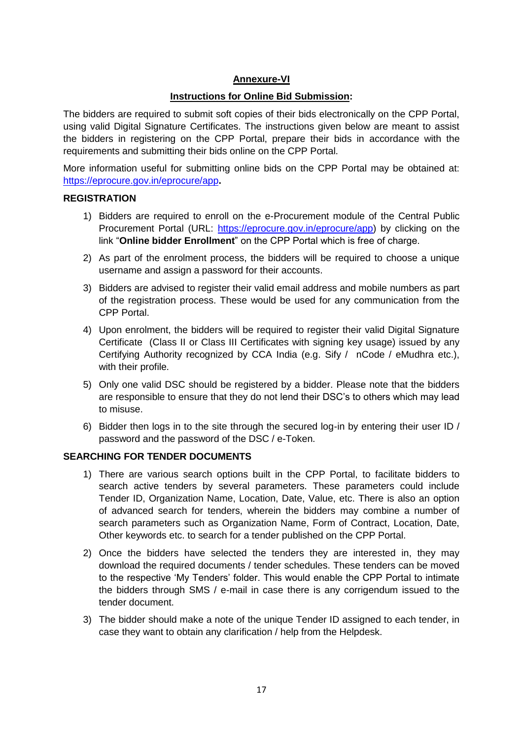**Annexure-VI**

**Instructions for Online Bid Submission:**

The bidders are required to submit soft copies of their bids electronically on the CPP Portal, using valid Digital Signature Certificates. The instructions given below are meant to assist the bidders in registering on the CPP Portal, prepare their bids in accordance with the requirements and submitting their bids online on the CPP Portal.

More information useful for submitting online bids on the CPP Portal may be obtained at: https://eprocure.gov.in/eprocure/app**.**

**REGISTRATION**

1) Bidders are required to enroll on the e-Procurement module of the Central Public Procurement Portal (URL: https://eprocure.gov.in/eprocure/app) by clicking on the link "**Online bidder Enrollment**" on the CPP Portal which is free of charge.
2) As part of the enrolment process, the bidders will be required to choose a unique username and assign a password for their accounts.
3) Bidders are advised to register their valid email address and mobile numbers as part of the registration process. These would be used for any communication from the CPP Portal.
4) Upon enrolment, the bidders will be required to register their valid Digital Signature Certificate (Class II or Class III Certificates with signing key usage) issued by any Certifying Authority recognized by CCA India (e.g. Sify / nCode / eMudhra etc.), with their profile.
5) Only one valid DSC should be registered by a bidder. Please note that the bidders are responsible to ensure that they do not lend their DSC's to others which may lead to misuse.
6) Bidder then logs in to the site through the secured log-in by entering their user ID / password and the password of the DSC / e-Token.

**SEARCHING FOR TENDER DOCUMENTS**

1) There are various search options built in the CPP Portal, to facilitate bidders to search active tenders by several parameters. These parameters could include Tender ID, Organization Name, Location, Date, Value, etc. There is also an option of advanced search for tenders, wherein the bidders may combine a number of search parameters such as Organization Name, Form of Contract, Location, Date, Other keywords etc. to search for a tender published on the CPP Portal.
2) Once the bidders have selected the tenders they are interested in, they may download the required documents / tender schedules. These tenders can be moved to the respective 'My Tenders' folder. This would enable the CPP Portal to intimate the bidders through SMS / e-mail in case there is any corrigendum issued to the tender document.
3) The bidder should make a note of the unique Tender ID assigned to each tender, in case they want to obtain any clarification / help from the Helpdesk.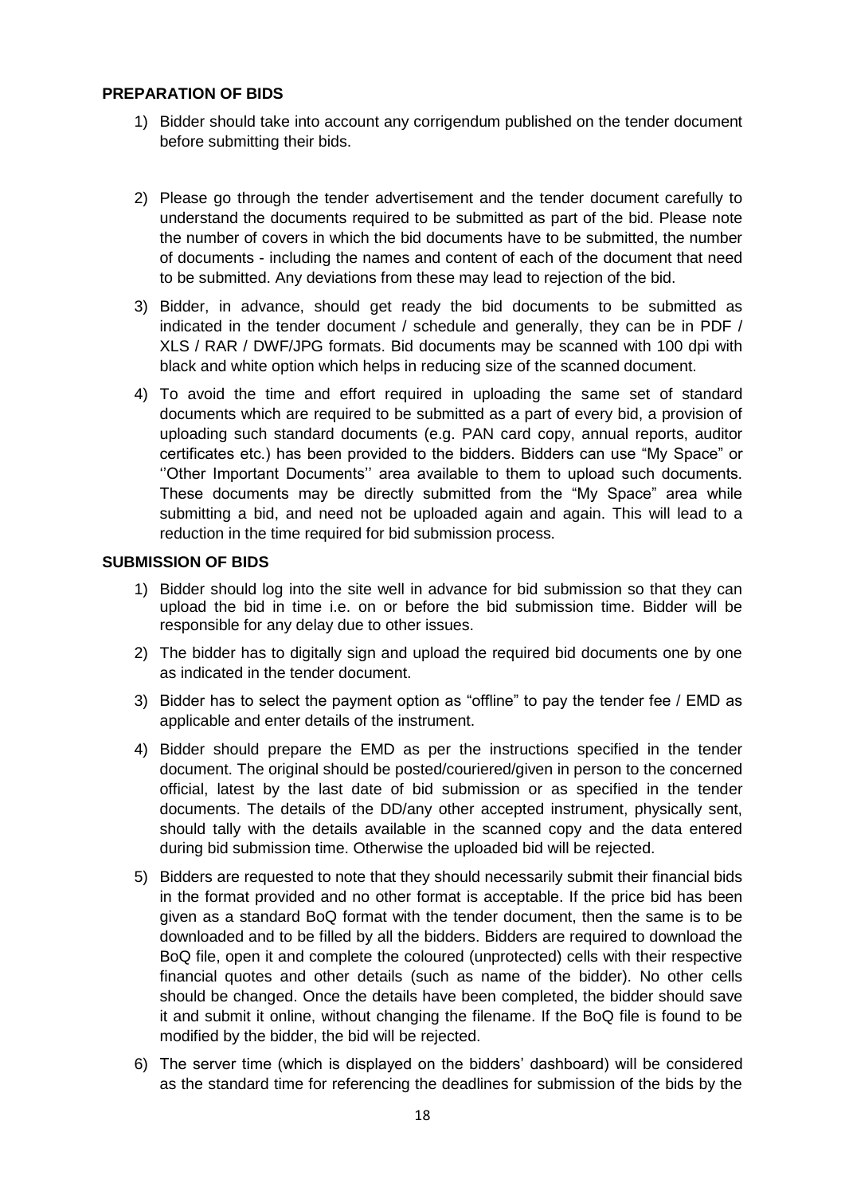**PREPARATION OF BIDS**

1) Bidder should take into account any corrigendum published on the tender document before submitting their bids.

2) Please go through the tender advertisement and the tender document carefully to understand the documents required to be submitted as part of the bid. Please note the number of covers in which the bid documents have to be submitted, the number of documents - including the names and content of each of the document that need to be submitted. Any deviations from these may lead to rejection of the bid.

3) Bidder, in advance, should get ready the bid documents to be submitted as indicated in the tender document / schedule and generally, they can be in PDF / XLS / RAR / DWF/JPG formats. Bid documents may be scanned with 100 dpi with black and white option which helps in reducing size of the scanned document.

4) To avoid the time and effort required in uploading the same set of standard documents which are required to be submitted as a part of every bid, a provision of uploading such standard documents (e.g. PAN card copy, annual reports, auditor certificates etc.) has been provided to the bidders. Bidders can use "My Space" or ''Other Important Documents'' area available to them to upload such documents. These documents may be directly submitted from the "My Space" area while submitting a bid, and need not be uploaded again and again. This will lead to a reduction in the time required for bid submission process.

**SUBMISSION OF BIDS**

1) Bidder should log into the site well in advance for bid submission so that they can upload the bid in time i.e. on or before the bid submission time. Bidder will be responsible for any delay due to other issues.

2) The bidder has to digitally sign and upload the required bid documents one by one as indicated in the tender document.

3) Bidder has to select the payment option as "offline" to pay the tender fee / EMD as applicable and enter details of the instrument.

4) Bidder should prepare the EMD as per the instructions specified in the tender document. The original should be posted/couriered/given in person to the concerned official, latest by the last date of bid submission or as specified in the tender documents. The details of the DD/any other accepted instrument, physically sent, should tally with the details available in the scanned copy and the data entered during bid submission time. Otherwise the uploaded bid will be rejected.

5) Bidders are requested to note that they should necessarily submit their financial bids in the format provided and no other format is acceptable. If the price bid has been given as a standard BoQ format with the tender document, then the same is to be downloaded and to be filled by all the bidders. Bidders are required to download the BoQ file, open it and complete the coloured (unprotected) cells with their respective financial quotes and other details (such as name of the bidder). No other cells should be changed. Once the details have been completed, the bidder should save it and submit it online, without changing the filename. If the BoQ file is found to be modified by the bidder, the bid will be rejected.

6) The server time (which is displayed on the bidders' dashboard) will be considered as the standard time for referencing the deadlines for submission of the bids by the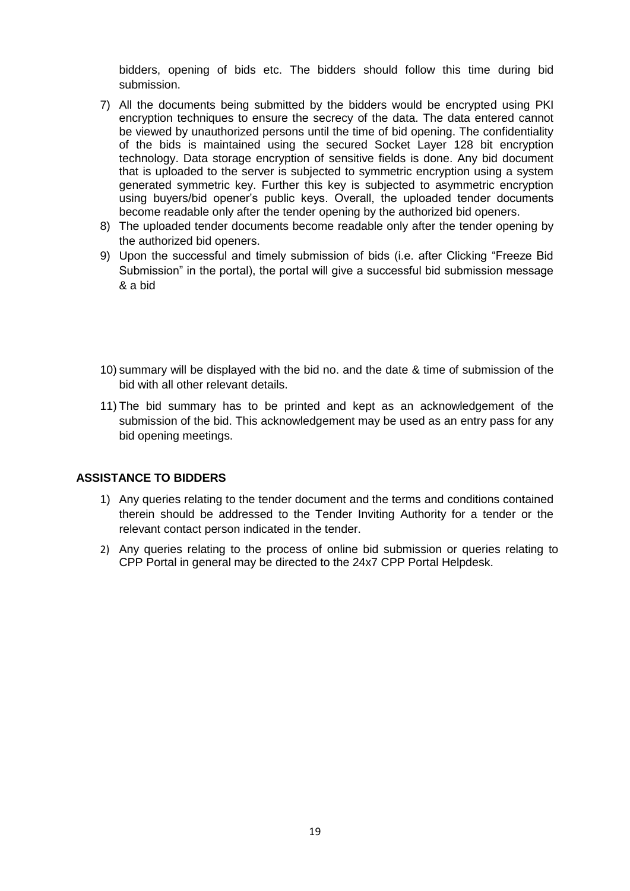bidders, opening of bids etc. The bidders should follow this time during bid submission.

7) All the documents being submitted by the bidders would be encrypted using PKI encryption techniques to ensure the secrecy of the data. The data entered cannot be viewed by unauthorized persons until the time of bid opening. The confidentiality of the bids is maintained using the secured Socket Layer 128 bit encryption technology. Data storage encryption of sensitive fields is done. Any bid document that is uploaded to the server is subjected to symmetric encryption using a system generated symmetric key. Further this key is subjected to asymmetric encryption using buyers/bid opener's public keys. Overall, the uploaded tender documents become readable only after the tender opening by the authorized bid openers.
8) The uploaded tender documents become readable only after the tender opening by the authorized bid openers.
9) Upon the successful and timely submission of bids (i.e. after Clicking "Freeze Bid Submission" in the portal), the portal will give a successful bid submission message & a bid
10) summary will be displayed with the bid no. and the date & time of submission of the bid with all other relevant details.
11) The bid summary has to be printed and kept as an acknowledgement of the submission of the bid. This acknowledgement may be used as an entry pass for any bid opening meetings.

**ASSISTANCE TO BIDDERS**

1) Any queries relating to the tender document and the terms and conditions contained therein should be addressed to the Tender Inviting Authority for a tender or the relevant contact person indicated in the tender.
2) Any queries relating to the process of online bid submission or queries relating to CPP Portal in general may be directed to the 24x7 CPP Portal Helpdesk.